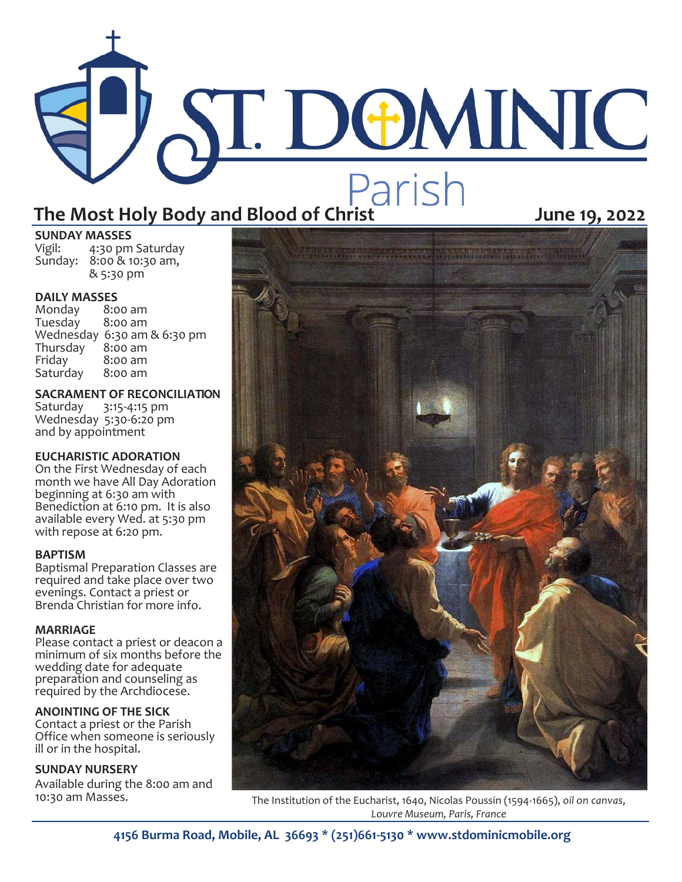# ST. DOMINIC Parish

## The Most Holy Body and Blood of Christ

**June 19, 2022**

**SUNDAY MASSES**
Vigil: 4:30 pm Saturday
Sunday: 8:00 & 10:30 am, & 5:30 pm

**DAILY MASSES**
Monday 8:00 am
Tuesday 8:00 am
Wednesday 6:30 am & 6:30 pm
Thursday 8:00 am
Friday 8:00 am
Saturday 8:00 am

**SACRAMENT OF RECONCILIATION**
Saturday 3:15-4:15 pm
Wednesday 5:30-6:20 pm
and by appointment

**EUCHARISTIC ADORATION**
On the First Wednesday of each month we have All Day Adoration beginning at 6:30 am with Benediction at 6:10 pm. It is also available every Wed. at 5:30 pm with repose at 6:20 pm.

**BAPTISM**
Baptismal Preparation Classes are required and take place over two evenings. Contact a priest or Brenda Christian for more info.

**MARRIAGE**
Please contact a priest or deacon a minimum of six months before the wedding date for adequate preparation and counseling as required by the Archdiocese.

**ANOINTING OF THE SICK**
Contact a priest or the Parish Office when someone is seriously ill or in the hospital.

**SUNDAY NURSERY**
Available during the 8:00 am and 10:30 am Masses.

The Institution of the Eucharist, 1640, Nicolas Poussin (1594-1665), *oil on canvas, Louvre Museum, Paris, France*

**4156 Burma Road, Mobile, AL 36693 * (251)661-5130 * www.stdominicmobile.org**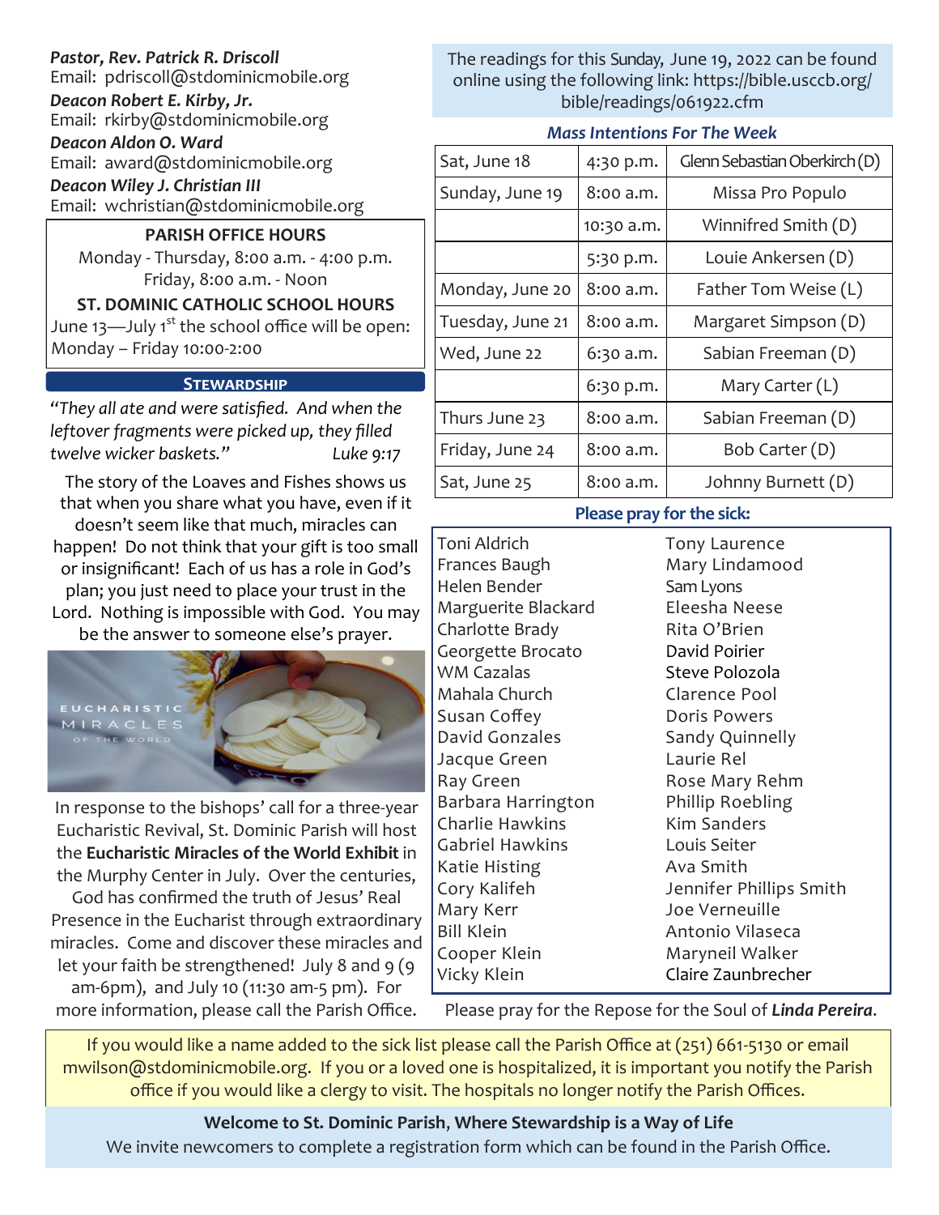***Pastor, Rev. Patrick R. Driscoll***
Email: pdriscoll@stdominicmobile.org

***Deacon Robert E. Kirby, Jr.***
Email: rkirby@stdominicmobile.org

***Deacon Aldon O. Ward***
Email: award@stdominicmobile.org

***Deacon Wiley J. Christian III***
Email: wchristian@stdominicmobile.org

**PARISH OFFICE HOURS**

Monday - Thursday, 8:00 a.m. - 4:00 p.m.
Friday, 8:00 a.m. - Noon

**ST. DOMINIC CATHOLIC SCHOOL HOURS**

June 13—July 1st the school office will be open: Monday – Friday 10:00-2:00

## STEWARDSHIP

*"They all ate and were satisfied. And when the leftover fragments were picked up, they filled twelve wicker baskets."* *Luke 9:17*

The story of the Loaves and Fishes shows us that when you share what you have, even if it doesn't seem like that much, miracles can happen! Do not think that your gift is too small or insignificant! Each of us has a role in God's plan; you just need to place your trust in the Lord. Nothing is impossible with God. You may be the answer to someone else's prayer.

In response to the bishops' call for a three-year Eucharistic Revival, St. Dominic Parish will host the **Eucharistic Miracles of the World Exhibit** in the Murphy Center in July. Over the centuries, God has confirmed the truth of Jesus' Real Presence in the Eucharist through extraordinary miracles. Come and discover these miracles and let your faith be strengthened! July 8 and 9 (9 am-6pm), and July 10 (11:30 am-5 pm). For more information, please call the Parish Office.

The readings for this Sunday, June 19, 2022 can be found online using the following link: https://bible.usccb.org/bible/readings/061922.cfm

### *Mass Intentions For The Week*

| | | |
|---|---|---|
| Sat, June 18 | 4:30 p.m. | Glenn Sebastian Oberkirch (D) |
| Sunday, June 19 | 8:00 a.m. | Missa Pro Populo |
| | 10:30 a.m. | Winnifred Smith (D) |
| | 5:30 p.m. | Louie Ankersen (D) |
| Monday, June 20 | 8:00 a.m. | Father Tom Weise (L) |
| Tuesday, June 21 | 8:00 a.m. | Margaret Simpson (D) |
| Wed, June 22 | 6:30 a.m. | Sabian Freeman (D) |
| | 6:30 p.m. | Mary Carter (L) |
| Thurs June 23 | 8:00 a.m. | Sabian Freeman (D) |
| Friday, June 24 | 8:00 a.m. | Bob Carter (D) |
| Sat, June 25 | 8:00 a.m. | Johnny Burnett (D) |

### Please pray for the sick:

Toni Aldrich
Frances Baugh
Helen Bender
Marguerite Blackard
Charlotte Brady
Georgette Brocato
WM Cazalas
Mahala Church
Susan Coffey
David Gonzales
Jacque Green
Ray Green
Barbara Harrington
Charlie Hawkins
Gabriel Hawkins
Katie Histing
Cory Kalifeh
Mary Kerr
Bill Klein
Cooper Klein
Vicky Klein
Tony Laurence
Mary Lindamood
Sam Lyons
Eleesha Neese
Rita O'Brien
David Poirier
Steve Polozola
Clarence Pool
Doris Powers
Sandy Quinnelly
Laurie Rel
Rose Mary Rehm
Phillip Roebling
Kim Sanders
Louis Seiter
Ava Smith
Jennifer Phillips Smith
Joe Verneuille
Antonio Vilaseca
Maryneil Walker
Claire Zaunbrecher

Please pray for the Repose for the Soul of ***Linda Pereira***.

If you would like a name added to the sick list please call the Parish Office at (251) 661-5130 or email mwilson@stdominicmobile.org. If you or a loved one is hospitalized, it is important you notify the Parish office if you would like a clergy to visit. The hospitals no longer notify the Parish Offices.

**Welcome to St. Dominic Parish, Where Stewardship is a Way of Life**

We invite newcomers to complete a registration form which can be found in the Parish Office.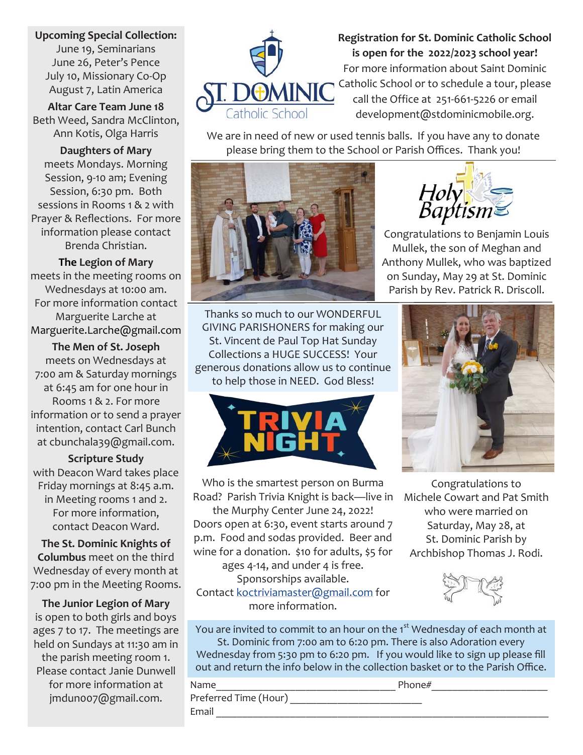**Upcoming Special Collection:**
June 19, Seminarians
June 26, Peter's Pence
July 10, Missionary Co-Op
August 7, Latin America

**Altar Care Team June 18**
Beth Weed, Sandra McClinton, Ann Kotis, Olga Harris

**Daughters of Mary**
meets Mondays. Morning Session, 9-10 am; Evening Session, 6:30 pm. Both sessions in Rooms 1 & 2 with Prayer & Reflections. For more information please contact Brenda Christian.

**The Legion of Mary**
meets in the meeting rooms on Wednesdays at 10:00 am. For more information contact Marguerite Larche at Marguerite.Larche@gmail.com

**The Men of St. Joseph**
meets on Wednesdays at 7:00 am & Saturday mornings at 6:45 am for one hour in Rooms 1 & 2. For more information or to send a prayer intention, contact Carl Bunch at cbunchala39@gmail.com.

**Scripture Study**
with Deacon Ward takes place Friday mornings at 8:45 a.m. in Meeting rooms 1 and 2. For more information, contact Deacon Ward.

**The St. Dominic Knights of Columbus** meet on the third Wednesday of every month at 7:00 pm in the Meeting Rooms.

**The Junior Legion of Mary**
is open to both girls and boys ages 7 to 17. The meetings are held on Sundays at 11:30 am in the parish meeting room 1. Please contact Janie Dunwell for more information at jmdun007@gmail.com.

ST. DOMINIC Catholic School

**Registration for St. Dominic Catholic School is open for the 2022/2023 school year!**
For more information about Saint Dominic Catholic School or to schedule a tour, please call the Office at 251-661-5226 or email development@stdominicmobile.org.

We are in need of new or used tennis balls. If you have any to donate please bring them to the School or Parish Offices. Thank you!

Holy Baptism

Congratulations to Benjamin Louis Mullek, the son of Meghan and Anthony Mullek, who was baptized on Sunday, May 29 at St. Dominic Parish by Rev. Patrick R. Driscoll.

Thanks so much to our WONDERFUL GIVING PARISHONERS for making our St. Vincent de Paul Top Hat Sunday Collections a HUGE SUCCESS! Your generous donations allow us to continue to help those in NEED. God Bless!

TRIVIA NIGHT

Who is the smartest person on Burma Road? Parish Trivia Knight is back—live in the Murphy Center June 24, 2022! Doors open at 6:30, event starts around 7 p.m. Food and sodas provided. Beer and wine for a donation. $10 for adults, $5 for ages 4-14, and under 4 is free. Sponsorships available. Contact koctriviamaster@gmail.com for more information.

Congratulations to Michele Cowart and Pat Smith who were married on Saturday, May 28, at St. Dominic Parish by Archbishop Thomas J. Rodi.

You are invited to commit to an hour on the 1st Wednesday of each month at St. Dominic from 7:00 am to 6:20 pm. There is also Adoration every Wednesday from 5:30 pm to 6:20 pm. If you would like to sign up please fill out and return the info below in the collection basket or to the Parish Office.

Name________________________________ Phone#_____________________
Preferred Time (Hour) _______________________
Email ____________________________________________________________